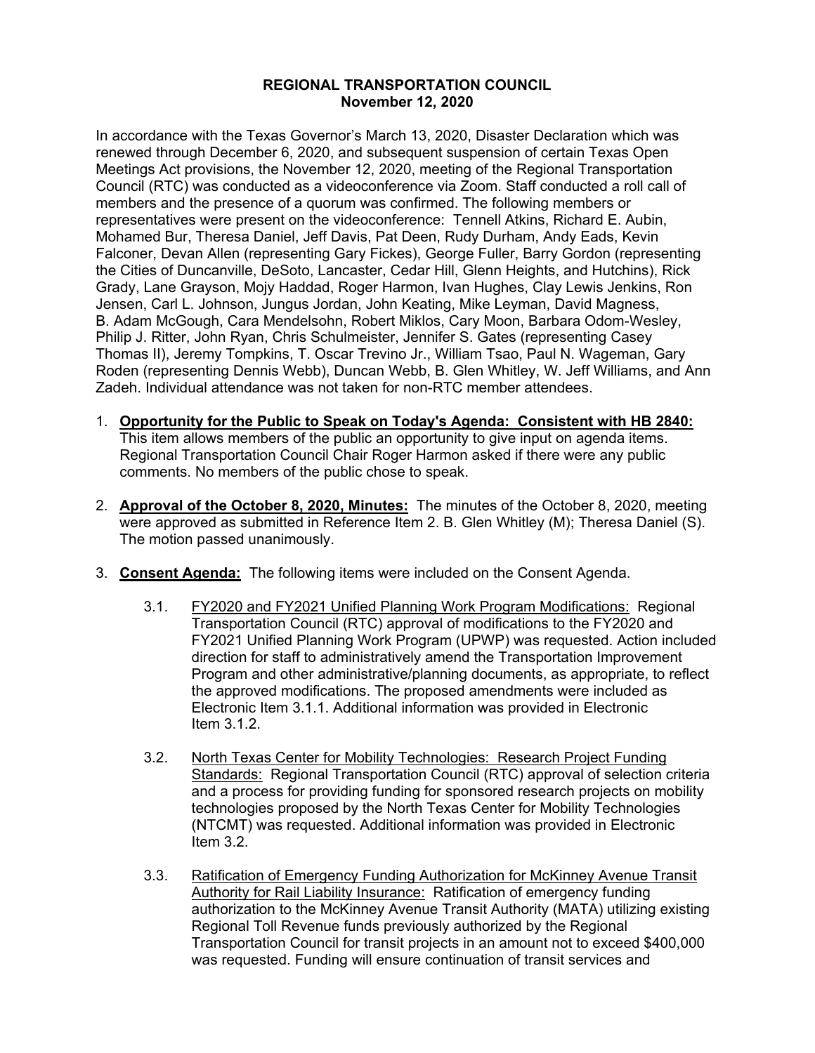**REGIONAL TRANSPORTATION COUNCIL**
**November 12, 2020**

In accordance with the Texas Governor's March 13, 2020, Disaster Declaration which was renewed through December 6, 2020, and subsequent suspension of certain Texas Open Meetings Act provisions, the November 12, 2020, meeting of the Regional Transportation Council (RTC) was conducted as a videoconference via Zoom. Staff conducted a roll call of members and the presence of a quorum was confirmed. The following members or representatives were present on the videoconference: Tennell Atkins, Richard E. Aubin, Mohamed Bur, Theresa Daniel, Jeff Davis, Pat Deen, Rudy Durham, Andy Eads, Kevin Falconer, Devan Allen (representing Gary Fickes), George Fuller, Barry Gordon (representing the Cities of Duncanville, DeSoto, Lancaster, Cedar Hill, Glenn Heights, and Hutchins), Rick Grady, Lane Grayson, Mojy Haddad, Roger Harmon, Ivan Hughes, Clay Lewis Jenkins, Ron Jensen, Carl L. Johnson, Jungus Jordan, John Keating, Mike Leyman, David Magness, B. Adam McGough, Cara Mendelsohn, Robert Miklos, Cary Moon, Barbara Odom-Wesley, Philip J. Ritter, John Ryan, Chris Schulmeister, Jennifer S. Gates (representing Casey Thomas II), Jeremy Tompkins, T. Oscar Trevino Jr., William Tsao, Paul N. Wageman, Gary Roden (representing Dennis Webb), Duncan Webb, B. Glen Whitley, W. Jeff Williams, and Ann Zadeh. Individual attendance was not taken for non-RTC member attendees.

1. **Opportunity for the Public to Speak on Today's Agenda: Consistent with HB 2840:** This item allows members of the public an opportunity to give input on agenda items. Regional Transportation Council Chair Roger Harmon asked if there were any public comments. No members of the public chose to speak.

2. **Approval of the October 8, 2020, Minutes:** The minutes of the October 8, 2020, meeting were approved as submitted in Reference Item 2. B. Glen Whitley (M); Theresa Daniel (S). The motion passed unanimously.

3. **Consent Agenda:** The following items were included on the Consent Agenda.

   3.1. FY2020 and FY2021 Unified Planning Work Program Modifications: Regional Transportation Council (RTC) approval of modifications to the FY2020 and FY2021 Unified Planning Work Program (UPWP) was requested. Action included direction for staff to administratively amend the Transportation Improvement Program and other administrative/planning documents, as appropriate, to reflect the approved modifications. The proposed amendments were included as Electronic Item 3.1.1. Additional information was provided in Electronic Item 3.1.2.

   3.2. North Texas Center for Mobility Technologies: Research Project Funding Standards: Regional Transportation Council (RTC) approval of selection criteria and a process for providing funding for sponsored research projects on mobility technologies proposed by the North Texas Center for Mobility Technologies (NTCMT) was requested. Additional information was provided in Electronic Item 3.2.

   3.3. Ratification of Emergency Funding Authorization for McKinney Avenue Transit Authority for Rail Liability Insurance: Ratification of emergency funding authorization to the McKinney Avenue Transit Authority (MATA) utilizing existing Regional Toll Revenue funds previously authorized by the Regional Transportation Council for transit projects in an amount not to exceed $400,000 was requested. Funding will ensure continuation of transit services and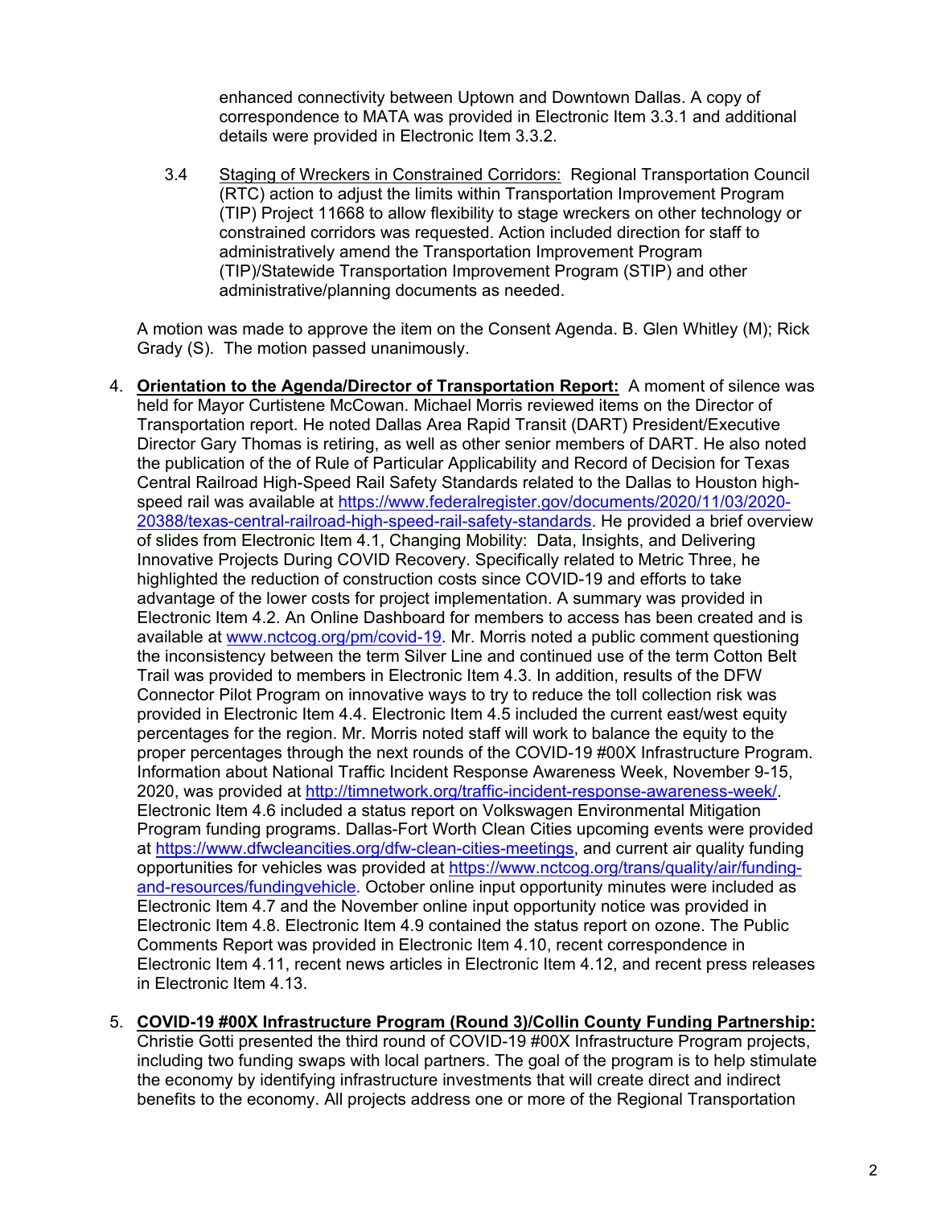enhanced connectivity between Uptown and Downtown Dallas. A copy of correspondence to MATA was provided in Electronic Item 3.3.1 and additional details were provided in Electronic Item 3.3.2.

3.4 Staging of Wreckers in Constrained Corridors: Regional Transportation Council (RTC) action to adjust the limits within Transportation Improvement Program (TIP) Project 11668 to allow flexibility to stage wreckers on other technology or constrained corridors was requested. Action included direction for staff to administratively amend the Transportation Improvement Program (TIP)/Statewide Transportation Improvement Program (STIP) and other administrative/planning documents as needed.

A motion was made to approve the item on the Consent Agenda. B. Glen Whitley (M); Rick Grady (S). The motion passed unanimously.

4. **Orientation to the Agenda/Director of Transportation Report:** A moment of silence was held for Mayor Curtistene McCowan. Michael Morris reviewed items on the Director of Transportation report. He noted Dallas Area Rapid Transit (DART) President/Executive Director Gary Thomas is retiring, as well as other senior members of DART. He also noted the publication of the of Rule of Particular Applicability and Record of Decision for Texas Central Railroad High-Speed Rail Safety Standards related to the Dallas to Houston high-speed rail was available at https://www.federalregister.gov/documents/2020/11/03/2020-20388/texas-central-railroad-high-speed-rail-safety-standards. He provided a brief overview of slides from Electronic Item 4.1, Changing Mobility: Data, Insights, and Delivering Innovative Projects During COVID Recovery. Specifically related to Metric Three, he highlighted the reduction of construction costs since COVID-19 and efforts to take advantage of the lower costs for project implementation. A summary was provided in Electronic Item 4.2. An Online Dashboard for members to access has been created and is available at www.nctcog.org/pm/covid-19. Mr. Morris noted a public comment questioning the inconsistency between the term Silver Line and continued use of the term Cotton Belt Trail was provided to members in Electronic Item 4.3. In addition, results of the DFW Connector Pilot Program on innovative ways to try to reduce the toll collection risk was provided in Electronic Item 4.4. Electronic Item 4.5 included the current east/west equity percentages for the region. Mr. Morris noted staff will work to balance the equity to the proper percentages through the next rounds of the COVID-19 #00X Infrastructure Program. Information about National Traffic Incident Response Awareness Week, November 9-15, 2020, was provided at http://timnetwork.org/traffic-incident-response-awareness-week/. Electronic Item 4.6 included a status report on Volkswagen Environmental Mitigation Program funding programs. Dallas-Fort Worth Clean Cities upcoming events were provided at https://www.dfwcleancities.org/dfw-clean-cities-meetings, and current air quality funding opportunities for vehicles was provided at https://www.nctcog.org/trans/quality/air/funding-and-resources/fundingvehicle. October online input opportunity minutes were included as Electronic Item 4.7 and the November online input opportunity notice was provided in Electronic Item 4.8. Electronic Item 4.9 contained the status report on ozone. The Public Comments Report was provided in Electronic Item 4.10, recent correspondence in Electronic Item 4.11, recent news articles in Electronic Item 4.12, and recent press releases in Electronic Item 4.13.

5. **COVID-19 #00X Infrastructure Program (Round 3)/Collin County Funding Partnership:** Christie Gotti presented the third round of COVID-19 #00X Infrastructure Program projects, including two funding swaps with local partners. The goal of the program is to help stimulate the economy by identifying infrastructure investments that will create direct and indirect benefits to the economy. All projects address one or more of the Regional Transportation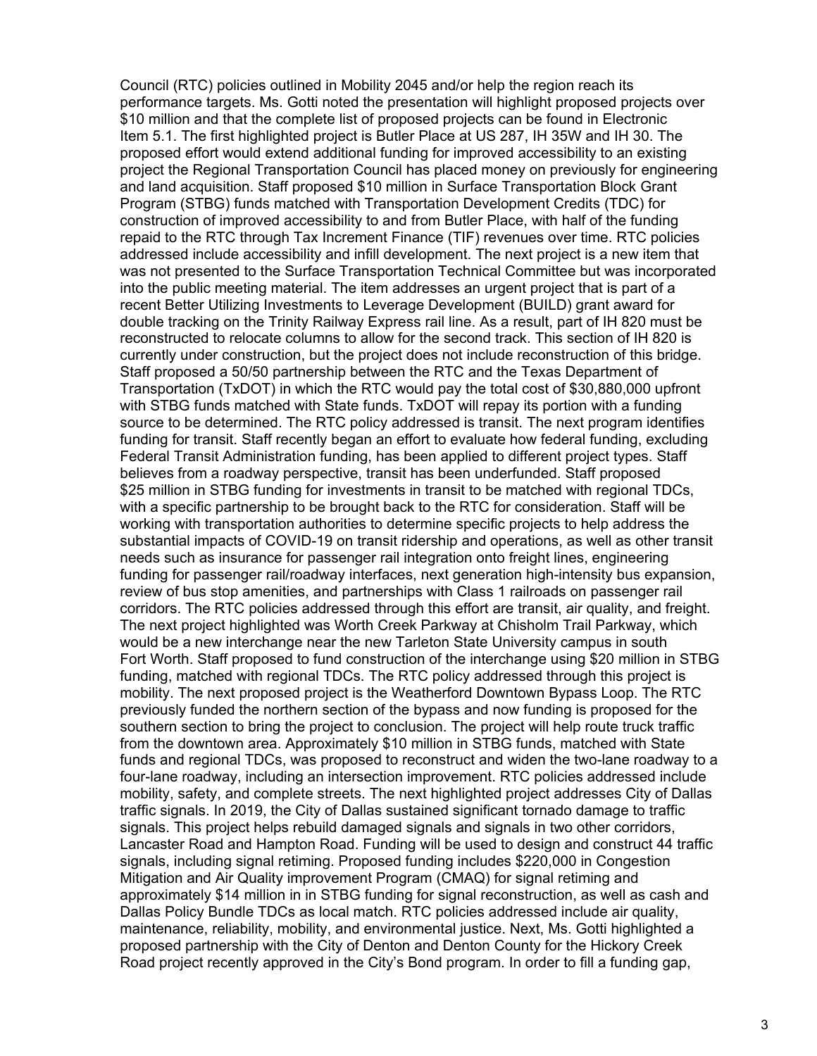Council (RTC) policies outlined in Mobility 2045 and/or help the region reach its performance targets. Ms. Gotti noted the presentation will highlight proposed projects over $10 million and that the complete list of proposed projects can be found in Electronic Item 5.1. The first highlighted project is Butler Place at US 287, IH 35W and IH 30. The proposed effort would extend additional funding for improved accessibility to an existing project the Regional Transportation Council has placed money on previously for engineering and land acquisition. Staff proposed $10 million in Surface Transportation Block Grant Program (STBG) funds matched with Transportation Development Credits (TDC) for construction of improved accessibility to and from Butler Place, with half of the funding repaid to the RTC through Tax Increment Finance (TIF) revenues over time. RTC policies addressed include accessibility and infill development. The next project is a new item that was not presented to the Surface Transportation Technical Committee but was incorporated into the public meeting material. The item addresses an urgent project that is part of a recent Better Utilizing Investments to Leverage Development (BUILD) grant award for double tracking on the Trinity Railway Express rail line. As a result, part of IH 820 must be reconstructed to relocate columns to allow for the second track. This section of IH 820 is currently under construction, but the project does not include reconstruction of this bridge. Staff proposed a 50/50 partnership between the RTC and the Texas Department of Transportation (TxDOT) in which the RTC would pay the total cost of $30,880,000 upfront with STBG funds matched with State funds. TxDOT will repay its portion with a funding source to be determined. The RTC policy addressed is transit. The next program identifies funding for transit. Staff recently began an effort to evaluate how federal funding, excluding Federal Transit Administration funding, has been applied to different project types. Staff believes from a roadway perspective, transit has been underfunded. Staff proposed $25 million in STBG funding for investments in transit to be matched with regional TDCs, with a specific partnership to be brought back to the RTC for consideration. Staff will be working with transportation authorities to determine specific projects to help address the substantial impacts of COVID-19 on transit ridership and operations, as well as other transit needs such as insurance for passenger rail integration onto freight lines, engineering funding for passenger rail/roadway interfaces, next generation high-intensity bus expansion, review of bus stop amenities, and partnerships with Class 1 railroads on passenger rail corridors. The RTC policies addressed through this effort are transit, air quality, and freight. The next project highlighted was Worth Creek Parkway at Chisholm Trail Parkway, which would be a new interchange near the new Tarleton State University campus in south Fort Worth. Staff proposed to fund construction of the interchange using $20 million in STBG funding, matched with regional TDCs. The RTC policy addressed through this project is mobility. The next proposed project is the Weatherford Downtown Bypass Loop. The RTC previously funded the northern section of the bypass and now funding is proposed for the southern section to bring the project to conclusion. The project will help route truck traffic from the downtown area. Approximately $10 million in STBG funds, matched with State funds and regional TDCs, was proposed to reconstruct and widen the two-lane roadway to a four-lane roadway, including an intersection improvement. RTC policies addressed include mobility, safety, and complete streets. The next highlighted project addresses City of Dallas traffic signals. In 2019, the City of Dallas sustained significant tornado damage to traffic signals. This project helps rebuild damaged signals and signals in two other corridors, Lancaster Road and Hampton Road. Funding will be used to design and construct 44 traffic signals, including signal retiming. Proposed funding includes $220,000 in Congestion Mitigation and Air Quality improvement Program (CMAQ) for signal retiming and approximately $14 million in in STBG funding for signal reconstruction, as well as cash and Dallas Policy Bundle TDCs as local match. RTC policies addressed include air quality, maintenance, reliability, mobility, and environmental justice. Next, Ms. Gotti highlighted a proposed partnership with the City of Denton and Denton County for the Hickory Creek Road project recently approved in the City's Bond program. In order to fill a funding gap,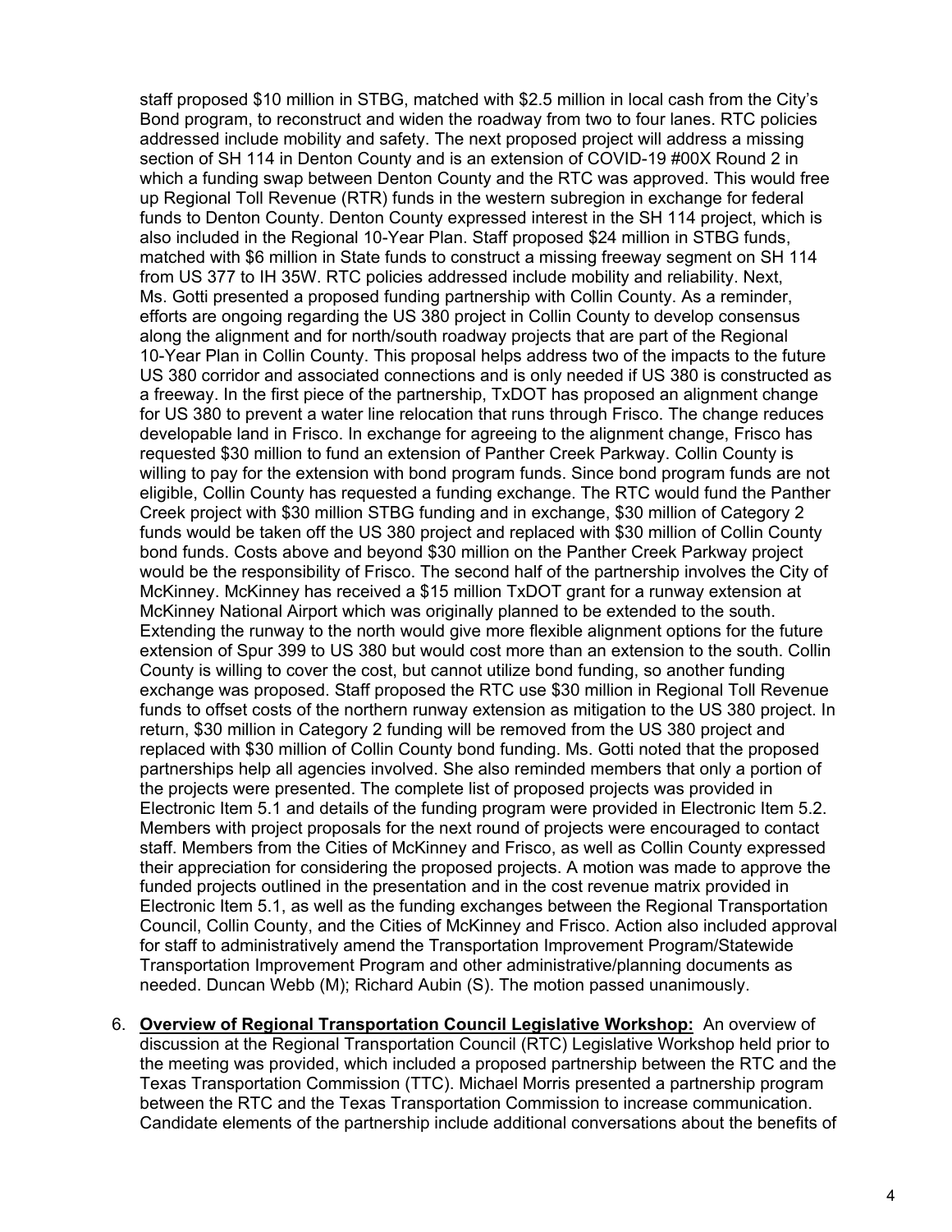staff proposed $10 million in STBG, matched with $2.5 million in local cash from the City's Bond program, to reconstruct and widen the roadway from two to four lanes. RTC policies addressed include mobility and safety. The next proposed project will address a missing section of SH 114 in Denton County and is an extension of COVID-19 #00X Round 2 in which a funding swap between Denton County and the RTC was approved. This would free up Regional Toll Revenue (RTR) funds in the western subregion in exchange for federal funds to Denton County. Denton County expressed interest in the SH 114 project, which is also included in the Regional 10-Year Plan. Staff proposed $24 million in STBG funds, matched with $6 million in State funds to construct a missing freeway segment on SH 114 from US 377 to IH 35W. RTC policies addressed include mobility and reliability. Next, Ms. Gotti presented a proposed funding partnership with Collin County. As a reminder, efforts are ongoing regarding the US 380 project in Collin County to develop consensus along the alignment and for north/south roadway projects that are part of the Regional 10-Year Plan in Collin County. This proposal helps address two of the impacts to the future US 380 corridor and associated connections and is only needed if US 380 is constructed as a freeway. In the first piece of the partnership, TxDOT has proposed an alignment change for US 380 to prevent a water line relocation that runs through Frisco. The change reduces developable land in Frisco. In exchange for agreeing to the alignment change, Frisco has requested $30 million to fund an extension of Panther Creek Parkway. Collin County is willing to pay for the extension with bond program funds. Since bond program funds are not eligible, Collin County has requested a funding exchange. The RTC would fund the Panther Creek project with $30 million STBG funding and in exchange, $30 million of Category 2 funds would be taken off the US 380 project and replaced with $30 million of Collin County bond funds. Costs above and beyond $30 million on the Panther Creek Parkway project would be the responsibility of Frisco. The second half of the partnership involves the City of McKinney. McKinney has received a $15 million TxDOT grant for a runway extension at McKinney National Airport which was originally planned to be extended to the south. Extending the runway to the north would give more flexible alignment options for the future extension of Spur 399 to US 380 but would cost more than an extension to the south. Collin County is willing to cover the cost, but cannot utilize bond funding, so another funding exchange was proposed. Staff proposed the RTC use $30 million in Regional Toll Revenue funds to offset costs of the northern runway extension as mitigation to the US 380 project. In return, $30 million in Category 2 funding will be removed from the US 380 project and replaced with $30 million of Collin County bond funding. Ms. Gotti noted that the proposed partnerships help all agencies involved. She also reminded members that only a portion of the projects were presented. The complete list of proposed projects was provided in Electronic Item 5.1 and details of the funding program were provided in Electronic Item 5.2. Members with project proposals for the next round of projects were encouraged to contact staff. Members from the Cities of McKinney and Frisco, as well as Collin County expressed their appreciation for considering the proposed projects. A motion was made to approve the funded projects outlined in the presentation and in the cost revenue matrix provided in Electronic Item 5.1, as well as the funding exchanges between the Regional Transportation Council, Collin County, and the Cities of McKinney and Frisco. Action also included approval for staff to administratively amend the Transportation Improvement Program/Statewide Transportation Improvement Program and other administrative/planning documents as needed. Duncan Webb (M); Richard Aubin (S). The motion passed unanimously.

6. **Overview of Regional Transportation Council Legislative Workshop:** An overview of discussion at the Regional Transportation Council (RTC) Legislative Workshop held prior to the meeting was provided, which included a proposed partnership between the RTC and the Texas Transportation Commission (TTC). Michael Morris presented a partnership program between the RTC and the Texas Transportation Commission to increase communication. Candidate elements of the partnership include additional conversations about the benefits of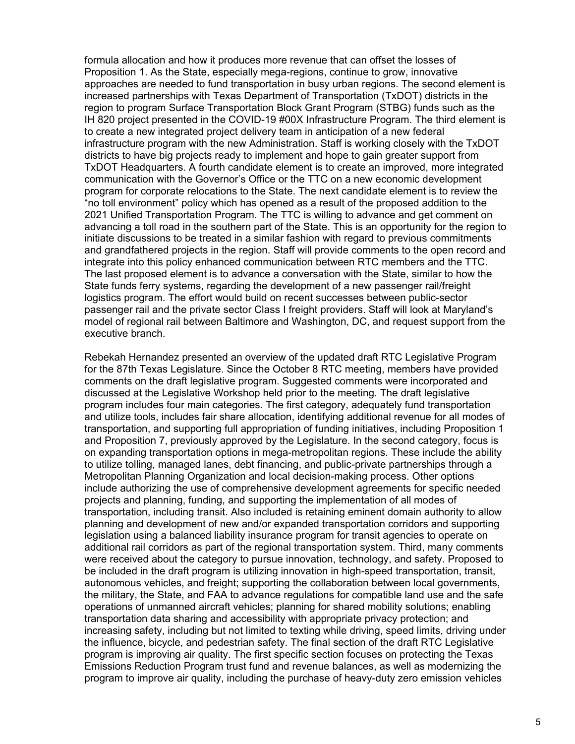formula allocation and how it produces more revenue that can offset the losses of Proposition 1. As the State, especially mega-regions, continue to grow, innovative approaches are needed to fund transportation in busy urban regions. The second element is increased partnerships with Texas Department of Transportation (TxDOT) districts in the region to program Surface Transportation Block Grant Program (STBG) funds such as the IH 820 project presented in the COVID-19 #00X Infrastructure Program. The third element is to create a new integrated project delivery team in anticipation of a new federal infrastructure program with the new Administration. Staff is working closely with the TxDOT districts to have big projects ready to implement and hope to gain greater support from TxDOT Headquarters. A fourth candidate element is to create an improved, more integrated communication with the Governor's Office or the TTC on a new economic development program for corporate relocations to the State. The next candidate element is to review the "no toll environment" policy which has opened as a result of the proposed addition to the 2021 Unified Transportation Program. The TTC is willing to advance and get comment on advancing a toll road in the southern part of the State. This is an opportunity for the region to initiate discussions to be treated in a similar fashion with regard to previous commitments and grandfathered projects in the region. Staff will provide comments to the open record and integrate into this policy enhanced communication between RTC members and the TTC. The last proposed element is to advance a conversation with the State, similar to how the State funds ferry systems, regarding the development of a new passenger rail/freight logistics program. The effort would build on recent successes between public-sector passenger rail and the private sector Class I freight providers. Staff will look at Maryland's model of regional rail between Baltimore and Washington, DC, and request support from the executive branch.

Rebekah Hernandez presented an overview of the updated draft RTC Legislative Program for the 87th Texas Legislature. Since the October 8 RTC meeting, members have provided comments on the draft legislative program. Suggested comments were incorporated and discussed at the Legislative Workshop held prior to the meeting. The draft legislative program includes four main categories. The first category, adequately fund transportation and utilize tools, includes fair share allocation, identifying additional revenue for all modes of transportation, and supporting full appropriation of funding initiatives, including Proposition 1 and Proposition 7, previously approved by the Legislature. In the second category, focus is on expanding transportation options in mega-metropolitan regions. These include the ability to utilize tolling, managed lanes, debt financing, and public-private partnerships through a Metropolitan Planning Organization and local decision-making process. Other options include authorizing the use of comprehensive development agreements for specific needed projects and planning, funding, and supporting the implementation of all modes of transportation, including transit. Also included is retaining eminent domain authority to allow planning and development of new and/or expanded transportation corridors and supporting legislation using a balanced liability insurance program for transit agencies to operate on additional rail corridors as part of the regional transportation system. Third, many comments were received about the category to pursue innovation, technology, and safety. Proposed to be included in the draft program is utilizing innovation in high-speed transportation, transit, autonomous vehicles, and freight; supporting the collaboration between local governments, the military, the State, and FAA to advance regulations for compatible land use and the safe operations of unmanned aircraft vehicles; planning for shared mobility solutions; enabling transportation data sharing and accessibility with appropriate privacy protection; and increasing safety, including but not limited to texting while driving, speed limits, driving under the influence, bicycle, and pedestrian safety. The final section of the draft RTC Legislative program is improving air quality. The first specific section focuses on protecting the Texas Emissions Reduction Program trust fund and revenue balances, as well as modernizing the program to improve air quality, including the purchase of heavy-duty zero emission vehicles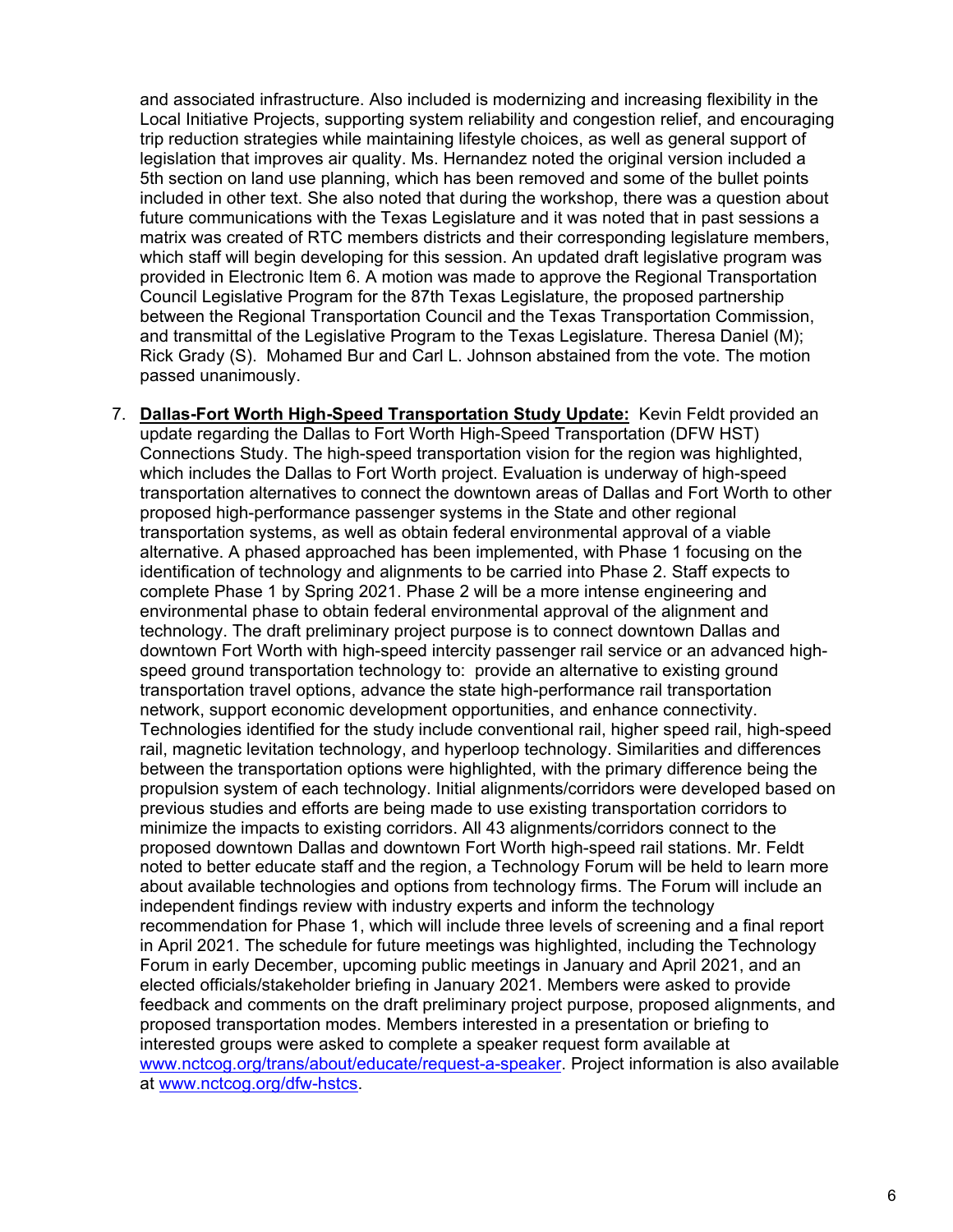and associated infrastructure. Also included is modernizing and increasing flexibility in the Local Initiative Projects, supporting system reliability and congestion relief, and encouraging trip reduction strategies while maintaining lifestyle choices, as well as general support of legislation that improves air quality. Ms. Hernandez noted the original version included a 5th section on land use planning, which has been removed and some of the bullet points included in other text. She also noted that during the workshop, there was a question about future communications with the Texas Legislature and it was noted that in past sessions a matrix was created of RTC members districts and their corresponding legislature members, which staff will begin developing for this session. An updated draft legislative program was provided in Electronic Item 6. A motion was made to approve the Regional Transportation Council Legislative Program for the 87th Texas Legislature, the proposed partnership between the Regional Transportation Council and the Texas Transportation Commission, and transmittal of the Legislative Program to the Texas Legislature. Theresa Daniel (M); Rick Grady (S). Mohamed Bur and Carl L. Johnson abstained from the vote. The motion passed unanimously.

7. **Dallas-Fort Worth High-Speed Transportation Study Update:** Kevin Feldt provided an update regarding the Dallas to Fort Worth High-Speed Transportation (DFW HST) Connections Study. The high-speed transportation vision for the region was highlighted, which includes the Dallas to Fort Worth project. Evaluation is underway of high-speed transportation alternatives to connect the downtown areas of Dallas and Fort Worth to other proposed high-performance passenger systems in the State and other regional transportation systems, as well as obtain federal environmental approval of a viable alternative. A phased approached has been implemented, with Phase 1 focusing on the identification of technology and alignments to be carried into Phase 2. Staff expects to complete Phase 1 by Spring 2021. Phase 2 will be a more intense engineering and environmental phase to obtain federal environmental approval of the alignment and technology. The draft preliminary project purpose is to connect downtown Dallas and downtown Fort Worth with high-speed intercity passenger rail service or an advanced high-speed ground transportation technology to: provide an alternative to existing ground transportation travel options, advance the state high-performance rail transportation network, support economic development opportunities, and enhance connectivity. Technologies identified for the study include conventional rail, higher speed rail, high-speed rail, magnetic levitation technology, and hyperloop technology. Similarities and differences between the transportation options were highlighted, with the primary difference being the propulsion system of each technology. Initial alignments/corridors were developed based on previous studies and efforts are being made to use existing transportation corridors to minimize the impacts to existing corridors. All 43 alignments/corridors connect to the proposed downtown Dallas and downtown Fort Worth high-speed rail stations. Mr. Feldt noted to better educate staff and the region, a Technology Forum will be held to learn more about available technologies and options from technology firms. The Forum will include an independent findings review with industry experts and inform the technology recommendation for Phase 1, which will include three levels of screening and a final report in April 2021. The schedule for future meetings was highlighted, including the Technology Forum in early December, upcoming public meetings in January and April 2021, and an elected officials/stakeholder briefing in January 2021. Members were asked to provide feedback and comments on the draft preliminary project purpose, proposed alignments, and proposed transportation modes. Members interested in a presentation or briefing to interested groups were asked to complete a speaker request form available at [www.nctcog.org/trans/about/educate/request-a-speaker](www.nctcog.org/trans/about/educate/request-a-speaker). Project information is also available at [www.nctcog.org/dfw-hstcs](www.nctcog.org/dfw-hstcs).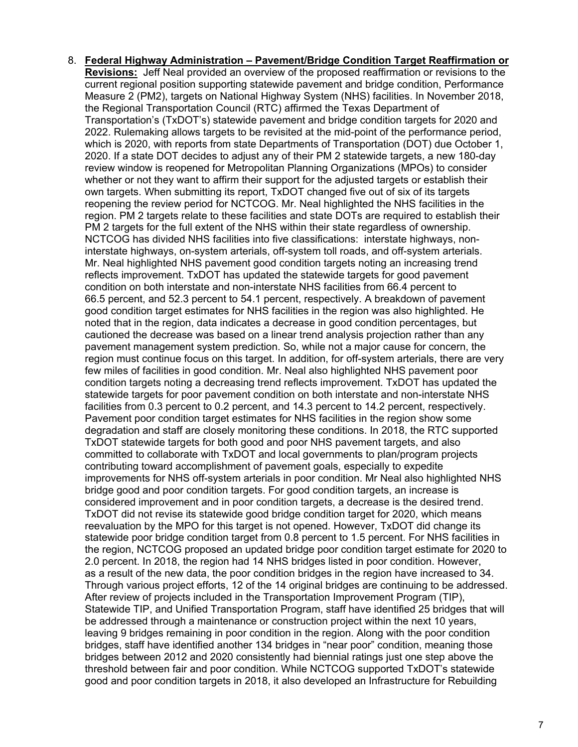8. **Federal Highway Administration – Pavement/Bridge Condition Target Reaffirmation or Revisions:** Jeff Neal provided an overview of the proposed reaffirmation or revisions to the current regional position supporting statewide pavement and bridge condition, Performance Measure 2 (PM2), targets on National Highway System (NHS) facilities. In November 2018, the Regional Transportation Council (RTC) affirmed the Texas Department of Transportation's (TxDOT's) statewide pavement and bridge condition targets for 2020 and 2022. Rulemaking allows targets to be revisited at the mid-point of the performance period, which is 2020, with reports from state Departments of Transportation (DOT) due October 1, 2020. If a state DOT decides to adjust any of their PM 2 statewide targets, a new 180-day review window is reopened for Metropolitan Planning Organizations (MPOs) to consider whether or not they want to affirm their support for the adjusted targets or establish their own targets. When submitting its report, TxDOT changed five out of six of its targets reopening the review period for NCTCOG. Mr. Neal highlighted the NHS facilities in the region. PM 2 targets relate to these facilities and state DOTs are required to establish their PM 2 targets for the full extent of the NHS within their state regardless of ownership. NCTCOG has divided NHS facilities into five classifications: interstate highways, non-interstate highways, on-system arterials, off-system toll roads, and off-system arterials. Mr. Neal highlighted NHS pavement good condition targets noting an increasing trend reflects improvement. TxDOT has updated the statewide targets for good pavement condition on both interstate and non-interstate NHS facilities from 66.4 percent to 66.5 percent, and 52.3 percent to 54.1 percent, respectively. A breakdown of pavement good condition target estimates for NHS facilities in the region was also highlighted. He noted that in the region, data indicates a decrease in good condition percentages, but cautioned the decrease was based on a linear trend analysis projection rather than any pavement management system prediction. So, while not a major cause for concern, the region must continue focus on this target. In addition, for off-system arterials, there are very few miles of facilities in good condition. Mr. Neal also highlighted NHS pavement poor condition targets noting a decreasing trend reflects improvement. TxDOT has updated the statewide targets for poor pavement condition on both interstate and non-interstate NHS facilities from 0.3 percent to 0.2 percent, and 14.3 percent to 14.2 percent, respectively. Pavement poor condition target estimates for NHS facilities in the region show some degradation and staff are closely monitoring these conditions. In 2018, the RTC supported TxDOT statewide targets for both good and poor NHS pavement targets, and also committed to collaborate with TxDOT and local governments to plan/program projects contributing toward accomplishment of pavement goals, especially to expedite improvements for NHS off-system arterials in poor condition. Mr Neal also highlighted NHS bridge good and poor condition targets. For good condition targets, an increase is considered improvement and in poor condition targets, a decrease is the desired trend. TxDOT did not revise its statewide good bridge condition target for 2020, which means reevaluation by the MPO for this target is not opened. However, TxDOT did change its statewide poor bridge condition target from 0.8 percent to 1.5 percent. For NHS facilities in the region, NCTCOG proposed an updated bridge poor condition target estimate for 2020 to 2.0 percent. In 2018, the region had 14 NHS bridges listed in poor condition. However, as a result of the new data, the poor condition bridges in the region have increased to 34. Through various project efforts, 12 of the 14 original bridges are continuing to be addressed. After review of projects included in the Transportation Improvement Program (TIP), Statewide TIP, and Unified Transportation Program, staff have identified 25 bridges that will be addressed through a maintenance or construction project within the next 10 years, leaving 9 bridges remaining in poor condition in the region. Along with the poor condition bridges, staff have identified another 134 bridges in "near poor" condition, meaning those bridges between 2012 and 2020 consistently had biennial ratings just one step above the threshold between fair and poor condition. While NCTCOG supported TxDOT's statewide good and poor condition targets in 2018, it also developed an Infrastructure for Rebuilding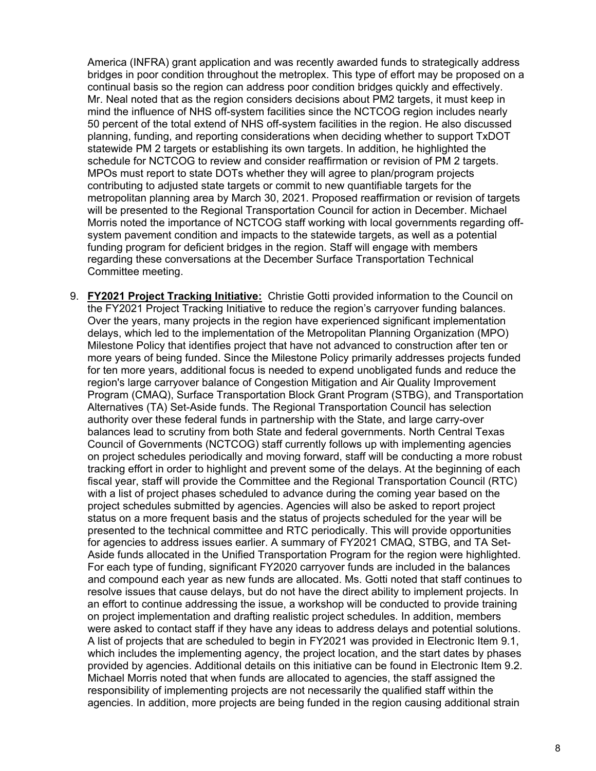America (INFRA) grant application and was recently awarded funds to strategically address bridges in poor condition throughout the metroplex. This type of effort may be proposed on a continual basis so the region can address poor condition bridges quickly and effectively. Mr. Neal noted that as the region considers decisions about PM2 targets, it must keep in mind the influence of NHS off-system facilities since the NCTCOG region includes nearly 50 percent of the total extend of NHS off-system facilities in the region. He also discussed planning, funding, and reporting considerations when deciding whether to support TxDOT statewide PM 2 targets or establishing its own targets. In addition, he highlighted the schedule for NCTCOG to review and consider reaffirmation or revision of PM 2 targets. MPOs must report to state DOTs whether they will agree to plan/program projects contributing to adjusted state targets or commit to new quantifiable targets for the metropolitan planning area by March 30, 2021. Proposed reaffirmation or revision of targets will be presented to the Regional Transportation Council for action in December. Michael Morris noted the importance of NCTCOG staff working with local governments regarding off-system pavement condition and impacts to the statewide targets, as well as a potential funding program for deficient bridges in the region. Staff will engage with members regarding these conversations at the December Surface Transportation Technical Committee meeting.

9. **FY2021 Project Tracking Initiative:** Christie Gotti provided information to the Council on the FY2021 Project Tracking Initiative to reduce the region's carryover funding balances. Over the years, many projects in the region have experienced significant implementation delays, which led to the implementation of the Metropolitan Planning Organization (MPO) Milestone Policy that identifies project that have not advanced to construction after ten or more years of being funded. Since the Milestone Policy primarily addresses projects funded for ten more years, additional focus is needed to expend unobligated funds and reduce the region's large carryover balance of Congestion Mitigation and Air Quality Improvement Program (CMAQ), Surface Transportation Block Grant Program (STBG), and Transportation Alternatives (TA) Set-Aside funds. The Regional Transportation Council has selection authority over these federal funds in partnership with the State, and large carry-over balances lead to scrutiny from both State and federal governments. North Central Texas Council of Governments (NCTCOG) staff currently follows up with implementing agencies on project schedules periodically and moving forward, staff will be conducting a more robust tracking effort in order to highlight and prevent some of the delays. At the beginning of each fiscal year, staff will provide the Committee and the Regional Transportation Council (RTC) with a list of project phases scheduled to advance during the coming year based on the project schedules submitted by agencies. Agencies will also be asked to report project status on a more frequent basis and the status of projects scheduled for the year will be presented to the technical committee and RTC periodically. This will provide opportunities for agencies to address issues earlier. A summary of FY2021 CMAQ, STBG, and TA Set-Aside funds allocated in the Unified Transportation Program for the region were highlighted. For each type of funding, significant FY2020 carryover funds are included in the balances and compound each year as new funds are allocated. Ms. Gotti noted that staff continues to resolve issues that cause delays, but do not have the direct ability to implement projects. In an effort to continue addressing the issue, a workshop will be conducted to provide training on project implementation and drafting realistic project schedules. In addition, members were asked to contact staff if they have any ideas to address delays and potential solutions. A list of projects that are scheduled to begin in FY2021 was provided in Electronic Item 9.1, which includes the implementing agency, the project location, and the start dates by phases provided by agencies. Additional details on this initiative can be found in Electronic Item 9.2. Michael Morris noted that when funds are allocated to agencies, the staff assigned the responsibility of implementing projects are not necessarily the qualified staff within the agencies. In addition, more projects are being funded in the region causing additional strain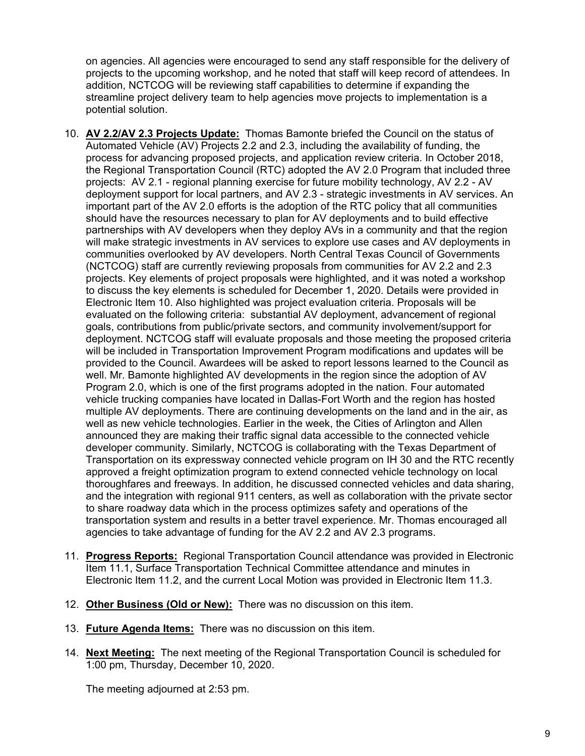on agencies. All agencies were encouraged to send any staff responsible for the delivery of projects to the upcoming workshop, and he noted that staff will keep record of attendees. In addition, NCTCOG will be reviewing staff capabilities to determine if expanding the streamline project delivery team to help agencies move projects to implementation is a potential solution.

10. **AV 2.2/AV 2.3 Projects Update:** Thomas Bamonte briefed the Council on the status of Automated Vehicle (AV) Projects 2.2 and 2.3, including the availability of funding, the process for advancing proposed projects, and application review criteria. In October 2018, the Regional Transportation Council (RTC) adopted the AV 2.0 Program that included three projects: AV 2.1 - regional planning exercise for future mobility technology, AV 2.2 - AV deployment support for local partners, and AV 2.3 - strategic investments in AV services. An important part of the AV 2.0 efforts is the adoption of the RTC policy that all communities should have the resources necessary to plan for AV deployments and to build effective partnerships with AV developers when they deploy AVs in a community and that the region will make strategic investments in AV services to explore use cases and AV deployments in communities overlooked by AV developers. North Central Texas Council of Governments (NCTCOG) staff are currently reviewing proposals from communities for AV 2.2 and 2.3 projects. Key elements of project proposals were highlighted, and it was noted a workshop to discuss the key elements is scheduled for December 1, 2020. Details were provided in Electronic Item 10. Also highlighted was project evaluation criteria. Proposals will be evaluated on the following criteria: substantial AV deployment, advancement of regional goals, contributions from public/private sectors, and community involvement/support for deployment. NCTCOG staff will evaluate proposals and those meeting the proposed criteria will be included in Transportation Improvement Program modifications and updates will be provided to the Council. Awardees will be asked to report lessons learned to the Council as well. Mr. Bamonte highlighted AV developments in the region since the adoption of AV Program 2.0, which is one of the first programs adopted in the nation. Four automated vehicle trucking companies have located in Dallas-Fort Worth and the region has hosted multiple AV deployments. There are continuing developments on the land and in the air, as well as new vehicle technologies. Earlier in the week, the Cities of Arlington and Allen announced they are making their traffic signal data accessible to the connected vehicle developer community. Similarly, NCTCOG is collaborating with the Texas Department of Transportation on its expressway connected vehicle program on IH 30 and the RTC recently approved a freight optimization program to extend connected vehicle technology on local thoroughfares and freeways. In addition, he discussed connected vehicles and data sharing, and the integration with regional 911 centers, as well as collaboration with the private sector to share roadway data which in the process optimizes safety and operations of the transportation system and results in a better travel experience. Mr. Thomas encouraged all agencies to take advantage of funding for the AV 2.2 and AV 2.3 programs.

11. **Progress Reports:** Regional Transportation Council attendance was provided in Electronic Item 11.1, Surface Transportation Technical Committee attendance and minutes in Electronic Item 11.2, and the current Local Motion was provided in Electronic Item 11.3.

12. **Other Business (Old or New):** There was no discussion on this item.

13. **Future Agenda Items:** There was no discussion on this item.

14. **Next Meeting:** The next meeting of the Regional Transportation Council is scheduled for 1:00 pm, Thursday, December 10, 2020.

    The meeting adjourned at 2:53 pm.